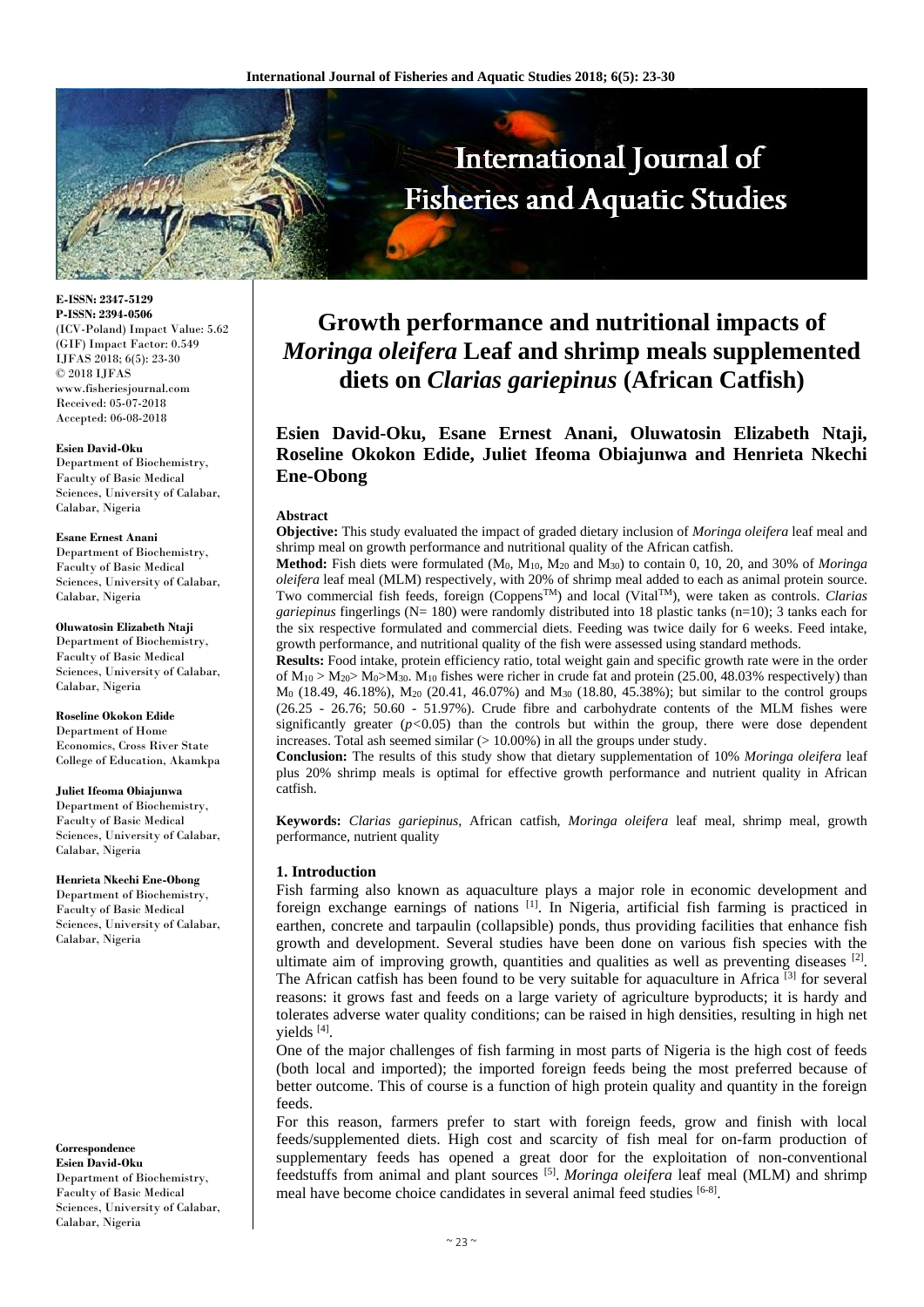**E-ISSN: 2347-5129**
**P-ISSN: 2394-0506**
(ICV-Poland) Impact Value: 5.62
(GIF) Impact Factor: 0.549
IJFAS 2018; 6(5): 23-30
© 2018 IJFAS
www.fisheriesjournal.com
Received: 05-07-2018
Accepted: 06-08-2018

**Esien David-Oku**
Department of Biochemistry, Faculty of Basic Medical Sciences, University of Calabar, Calabar, Nigeria

**Esane Ernest Anani**
Department of Biochemistry, Faculty of Basic Medical Sciences, University of Calabar, Calabar, Nigeria

**Oluwatosin Elizabeth Ntaji**
Department of Biochemistry, Faculty of Basic Medical Sciences, University of Calabar, Calabar, Nigeria

**Roseline Okokon Edide**
Department of Home Economics, Cross River State College of Education, Akamkpa

**Juliet Ifeoma Obiajunwa**
Department of Biochemistry, Faculty of Basic Medical Sciences, University of Calabar, Calabar, Nigeria

**Henrieta Nkechi Ene-Obong**
Department of Biochemistry, Faculty of Basic Medical Sciences, University of Calabar, Calabar, Nigeria

**Correspondence**
**Esien David-Oku**
Department of Biochemistry, Faculty of Basic Medical Sciences, University of Calabar, Calabar, Nigeria

# Growth performance and nutritional impacts of *Moringa oleifera* Leaf and shrimp meals supplemented diets on *Clarias gariepinus* (African Catfish)

**Esien David-Oku, Esane Ernest Anani, Oluwatosin Elizabeth Ntaji, Roseline Okokon Edide, Juliet Ifeoma Obiajunwa and Henrieta Nkechi Ene-Obong**

**Abstract**

**Objective:** This study evaluated the impact of graded dietary inclusion of *Moringa oleifera* leaf meal and shrimp meal on growth performance and nutritional quality of the African catfish.

**Method:** Fish diets were formulated ($M_0$, $M_{10}$, $M_{20}$ and $M_{30}$) to contain 0, 10, 20, and 30% of *Moringa oleifera* leaf meal (MLM) respectively, with 20% of shrimp meal added to each as animal protein source. Two commercial fish feeds, foreign (Coppens™) and local (Vital™), were taken as controls. *Clarias gariepinus* fingerlings (N= 180) were randomly distributed into 18 plastic tanks (n=10); 3 tanks each for the six respective formulated and commercial diets. Feeding was twice daily for 6 weeks. Feed intake, growth performance, and nutritional quality of the fish were assessed using standard methods.

**Results:** Food intake, protein efficiency ratio, total weight gain and specific growth rate were in the order of $M_{10} > M_{20} > M_0 > M_{30}$. $M_{10}$ fishes were richer in crude fat and protein (25.00, 48.03% respectively) than $M_0$ (18.49, 46.18%), $M_{20}$ (20.41, 46.07%) and $M_{30}$ (18.80, 45.38%); but similar to the control groups (26.25 - 26.76; 50.60 - 51.97%). Crude fibre and carbohydrate contents of the MLM fishes were significantly greater ($p<0.05$) than the controls but within the group, there were dose dependent increases. Total ash seemed similar (> 10.00%) in all the groups under study.

**Conclusion:** The results of this study show that dietary supplementation of 10% *Moringa oleifera* leaf plus 20% shrimp meals is optimal for effective growth performance and nutrient quality in African catfish.

**Keywords:** *Clarias gariepinus*, African catfish, *Moringa oleifera* leaf meal, shrimp meal, growth performance, nutrient quality

## 1. Introduction

Fish farming also known as aquaculture plays a major role in economic development and foreign exchange earnings of nations [1]. In Nigeria, artificial fish farming is practiced in earthen, concrete and tarpaulin (collapsible) ponds, thus providing facilities that enhance fish growth and development. Several studies have been done on various fish species with the ultimate aim of improving growth, quantities and qualities as well as preventing diseases [2]. The African catfish has been found to be very suitable for aquaculture in Africa [3] for several reasons: it grows fast and feeds on a large variety of agriculture byproducts; it is hardy and tolerates adverse water quality conditions; can be raised in high densities, resulting in high net yields [4].

One of the major challenges of fish farming in most parts of Nigeria is the high cost of feeds (both local and imported); the imported foreign feeds being the most preferred because of better outcome. This of course is a function of high protein quality and quantity in the foreign feeds.

For this reason, farmers prefer to start with foreign feeds, grow and finish with local feeds/supplemented diets. High cost and scarcity of fish meal for on-farm production of supplementary feeds has opened a great door for the exploitation of non-conventional feedstuffs from animal and plant sources [5]. *Moringa oleifera* leaf meal (MLM) and shrimp meal have become choice candidates in several animal feed studies [6-8].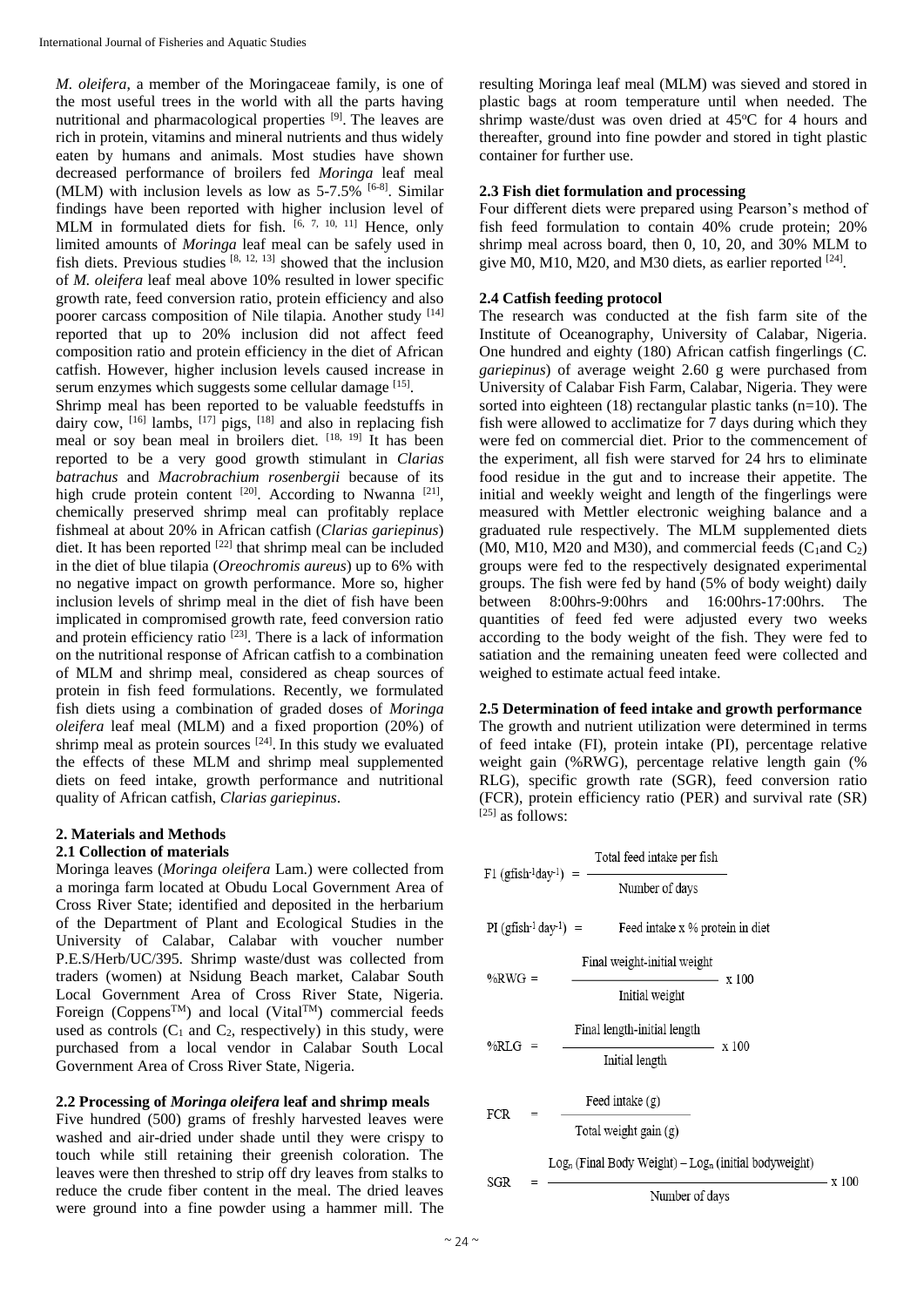*M. oleifera*, a member of the Moringaceae family, is one of the most useful trees in the world with all the parts having nutritional and pharmacological properties [9]. The leaves are rich in protein, vitamins and mineral nutrients and thus widely eaten by humans and animals. Most studies have shown decreased performance of broilers fed *Moringa* leaf meal (MLM) with inclusion levels as low as 5-7.5% [6-8]. Similar findings have been reported with higher inclusion level of MLM in formulated diets for fish. [6, 7, 10, 11] Hence, only limited amounts of *Moringa* leaf meal can be safely used in fish diets. Previous studies [8, 12, 13] showed that the inclusion of *M. oleifera* leaf meal above 10% resulted in lower specific growth rate, feed conversion ratio, protein efficiency and also poorer carcass composition of Nile tilapia. Another study [14] reported that up to 20% inclusion did not affect feed composition ratio and protein efficiency in the diet of African catfish. However, higher inclusion levels caused increase in serum enzymes which suggests some cellular damage [15].

Shrimp meal has been reported to be valuable feedstuffs in dairy cow, [16] lambs, [17] pigs, [18] and also in replacing fish meal or soy bean meal in broilers diet. [18, 19] It has been reported to be a very good growth stimulant in *Clarias batrachus* and *Macrobrachium rosenbergii* because of its high crude protein content [20]. According to Nwanna [21], chemically preserved shrimp meal can profitably replace fishmeal at about 20% in African catfish (*Clarias gariepinus*) diet. It has been reported [22] that shrimp meal can be included in the diet of blue tilapia (*Oreochromis aureus*) up to 6% with no negative impact on growth performance. More so, higher inclusion levels of shrimp meal in the diet of fish have been implicated in compromised growth rate, feed conversion ratio and protein efficiency ratio [23]. There is a lack of information on the nutritional response of African catfish to a combination of MLM and shrimp meal, considered as cheap sources of protein in fish feed formulations. Recently, we formulated fish diets using a combination of graded doses of *Moringa oleifera* leaf meal (MLM) and a fixed proportion (20%) of shrimp meal as protein sources [24]. In this study we evaluated the effects of these MLM and shrimp meal supplemented diets on feed intake, growth performance and nutritional quality of African catfish, *Clarias gariepinus*.

## 2. Materials and Methods

### 2.1 Collection of materials

Moringa leaves (*Moringa oleifera* Lam.) were collected from a moringa farm located at Obudu Local Government Area of Cross River State; identified and deposited in the herbarium of the Department of Plant and Ecological Studies in the University of Calabar, Calabar with voucher number P.E.S/Herb/UC/395. Shrimp waste/dust was collected from traders (women) at Nsidung Beach market, Calabar South Local Government Area of Cross River State, Nigeria. Foreign (Coppens™) and local (Vital™) commercial feeds used as controls ($C_1$ and $C_2$, respectively) in this study, were purchased from a local vendor in Calabar South Local Government Area of Cross River State, Nigeria.

### 2.2 Processing of *Moringa oleifera* leaf and shrimp meals

Five hundred (500) grams of freshly harvested leaves were washed and air-dried under shade until they were crispy to touch while still retaining their greenish coloration. The leaves were then threshed to strip off dry leaves from stalks to reduce the crude fiber content in the meal. The dried leaves were ground into a fine powder using a hammer mill. The resulting Moringa leaf meal (MLM) was sieved and stored in plastic bags at room temperature until when needed. The shrimp waste/dust was oven dried at 45°C for 4 hours and thereafter, ground into fine powder and stored in tight plastic container for further use.

### 2.3 Fish diet formulation and processing

Four different diets were prepared using Pearson's method of fish feed formulation to contain 40% crude protein; 20% shrimp meal across board, then 0, 10, 20, and 30% MLM to give M0, M10, M20, and M30 diets, as earlier reported [24].

### 2.4 Catfish feeding protocol

The research was conducted at the fish farm site of the Institute of Oceanography, University of Calabar, Nigeria. One hundred and eighty (180) African catfish fingerlings (*C. gariepinus*) of average weight 2.60 g were purchased from University of Calabar Fish Farm, Calabar, Nigeria. They were sorted into eighteen (18) rectangular plastic tanks (n=10). The fish were allowed to acclimatize for 7 days during which they were fed on commercial diet. Prior to the commencement of the experiment, all fish were starved for 24 hrs to eliminate food residue in the gut and to increase their appetite. The initial and weekly weight and length of the fingerlings were measured with Mettler electronic weighing balance and a graduated rule respectively. The MLM supplemented diets (M0, M10, M20 and M30), and commercial feeds ($C_1$and $C_2$) groups were fed to the respectively designated experimental groups. The fish were fed by hand (5% of body weight) daily between 8:00hrs-9:00hrs and 16:00hrs-17:00hrs. The quantities of feed fed were adjusted every two weeks according to the body weight of the fish. They were fed to satiation and the remaining uneaten feed were collected and weighed to estimate actual feed intake.

### 2.5 Determination of feed intake and growth performance

The growth and nutrient utilization were determined in terms of feed intake (FI), protein intake (PI), percentage relative weight gain (%RWG), percentage relative length gain (% RLG), specific growth rate (SGR), feed conversion ratio (FCR), protein efficiency ratio (PER) and survival rate (SR) [25] as follows:

$$\text{FI (gfish}^{-1}\text{day}^{-1}) = \frac{\text{Total feed intake per fish}}{\text{Number of days}}$$

$$\text{PI (gfish}^{-1}\text{ day}^{-1}) = \text{Feed intake x \% protein in diet}$$

$$\%\text{RWG} = \frac{\text{Final weight-initial weight}}{\text{Initial weight}} \times 100$$

$$\%\text{RLG} = \frac{\text{Final length-initial length}}{\text{Initial length}} \times 100$$

$$\text{FCR} = \frac{\text{Feed intake (g)}}{\text{Total weight gain (g)}}$$

$$\text{SGR} = \frac{\text{Log}_n\text{ (Final Body Weight)} - \text{Log}_n\text{ (initial bodyweight)}}{\text{Number of days}} \times 100$$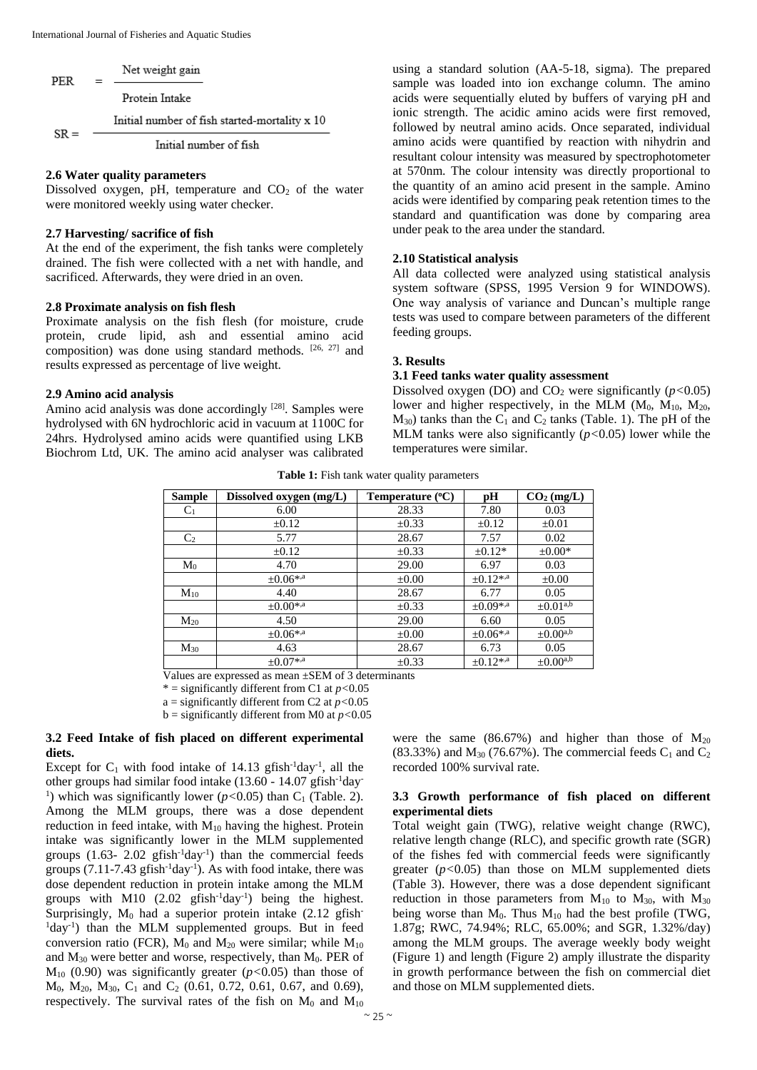$$PER = \frac{\text{Net weight gain}}{\text{Protein Intake}}$$

$$SR = \frac{\text{Initial number of fish started-mortality x 10}}{\text{Initial number of fish}}$$

### 2.6 Water quality parameters

Dissolved oxygen, pH, temperature and $CO_2$ of the water were monitored weekly using water checker.

### 2.7 Harvesting/ sacrifice of fish

At the end of the experiment, the fish tanks were completely drained. The fish were collected with a net with handle, and sacrificed. Afterwards, they were dried in an oven.

### 2.8 Proximate analysis on fish flesh

Proximate analysis on the fish flesh (for moisture, crude protein, crude lipid, ash and essential amino acid composition) was done using standard methods. [26, 27] and results expressed as percentage of live weight.

### 2.9 Amino acid analysis

Amino acid analysis was done accordingly [28]. Samples were hydrolysed with 6N hydrochloric acid in vacuum at 1100C for 24hrs. Hydrolysed amino acids were quantified using LKB Biochrom Ltd, UK. The amino acid analyser was calibrated using a standard solution (AA-5-18, sigma). The prepared sample was loaded into ion exchange column. The amino acids were sequentially eluted by buffers of varying pH and ionic strength. The acidic amino acids were first removed, followed by neutral amino acids. Once separated, individual amino acids were quantified by reaction with nihydrin and resultant colour intensity was measured by spectrophotometer at 570nm. The colour intensity was directly proportional to the quantity of an amino acid present in the sample. Amino acids were identified by comparing peak retention times to the standard and quantification was done by comparing area under peak to the area under the standard.

### 2.10 Statistical analysis

All data collected were analyzed using statistical analysis system software (SPSS, 1995 Version 9 for WINDOWS). One way analysis of variance and Duncan's multiple range tests was used to compare between parameters of the different feeding groups.

## 3. Results

### 3.1 Feed tanks water quality assessment

Dissolved oxygen (DO) and $CO_2$ were significantly ($p<0.05$) lower and higher respectively, in the MLM ($M_0$, $M_{10}$, $M_{20}$, $M_{30}$) tanks than the $C_1$ and $C_2$ tanks (Table. 1). The pH of the MLM tanks were also significantly ($p<0.05$) lower while the temperatures were similar.

**Table 1:** Fish tank water quality parameters

| Sample | Dissolved oxygen (mg/L) | Temperature (°C) | pH | $CO_2$ (mg/L) |
|---|---|---|---|---|
| $C_1$ | 6.00 | 28.33 | 7.80 | 0.03 |
| | ±0.12 | ±0.33 | ±0.12 | ±0.01 |
| $C_2$ | 5.77 | 28.67 | 7.57 | 0.02 |
| | ±0.12 | ±0.33 | ±0.12* | ±0.00* |
| $M_0$ | 4.70 | 29.00 | 6.97 | 0.03 |
| | ±0.06*,a | ±0.00 | ±0.12*,a | ±0.00 |
| $M_{10}$ | 4.40 | 28.67 | 6.77 | 0.05 |
| | ±0.00*,a | ±0.33 | ±0.09*,a | ±0.01a,b |
| $M_{20}$ | 4.50 | 29.00 | 6.60 | 0.05 |
| | ±0.06*,a | ±0.00 | ±0.06*,a | ±0.00a,b |
| $M_{30}$ | 4.63 | 28.67 | 6.73 | 0.05 |
| | ±0.07*,a | ±0.33 | ±0.12*,a | ±0.00a,b |

Values are expressed as mean ±SEM of 3 determinants

* = significantly different from C1 at $p<0.05$

a = significantly different from C2 at $p<0.05$

b = significantly different from M0 at $p<0.05$

### 3.2 Feed Intake of fish placed on different experimental diets.

Except for $C_1$ with food intake of 14.13 gfish$^{-1}$day$^{-1}$, all the other groups had similar food intake (13.60 - 14.07 gfish$^{-1}$day$^{-1}$) which was significantly lower ($p<0.05$) than $C_1$ (Table. 2). Among the MLM groups, there was a dose dependent reduction in feed intake, with $M_{10}$ having the highest. Protein intake was significantly lower in the MLM supplemented groups (1.63- 2.02 gfish$^{-1}$day$^{-1}$) than the commercial feeds groups (7.11-7.43 gfish$^{-1}$day$^{-1}$). As with food intake, there was dose dependent reduction in protein intake among the MLM groups with M10 (2.02 gfish$^{-1}$day$^{-1}$) being the highest. Surprisingly, $M_0$ had a superior protein intake (2.12 gfish$^{-1}$day$^{-1}$) than the MLM supplemented groups. But in feed conversion ratio (FCR), $M_0$ and $M_{20}$ were similar; while $M_{10}$ and $M_{30}$ were better and worse, respectively, than $M_0$. PER of $M_{10}$ (0.90) was significantly greater ($p<0.05$) than those of $M_0$, $M_{20}$, $M_{30}$, $C_1$ and $C_2$ (0.61, 0.72, 0.61, 0.67, and 0.69), respectively. The survival rates of the fish on $M_0$ and $M_{10}$ were the same (86.67%) and higher than those of $M_{20}$ (83.33%) and $M_{30}$ (76.67%). The commercial feeds $C_1$ and $C_2$ recorded 100% survival rate.

### 3.3 Growth performance of fish placed on different experimental diets

Total weight gain (TWG), relative weight change (RWC), relative length change (RLC), and specific growth rate (SGR) of the fishes fed with commercial feeds were significantly greater ($p<0.05$) than those on MLM supplemented diets (Table 3). However, there was a dose dependent significant reduction in those parameters from $M_{10}$ to $M_{30}$, with $M_{30}$ being worse than $M_0$. Thus $M_{10}$ had the best profile (TWG, 1.87g; RWC, 74.94%; RLC, 65.00%; and SGR, 1.32%/day) among the MLM groups. The average weekly body weight (Figure 1) and length (Figure 2) amply illustrate the disparity in growth performance between the fish on commercial diet and those on MLM supplemented diets.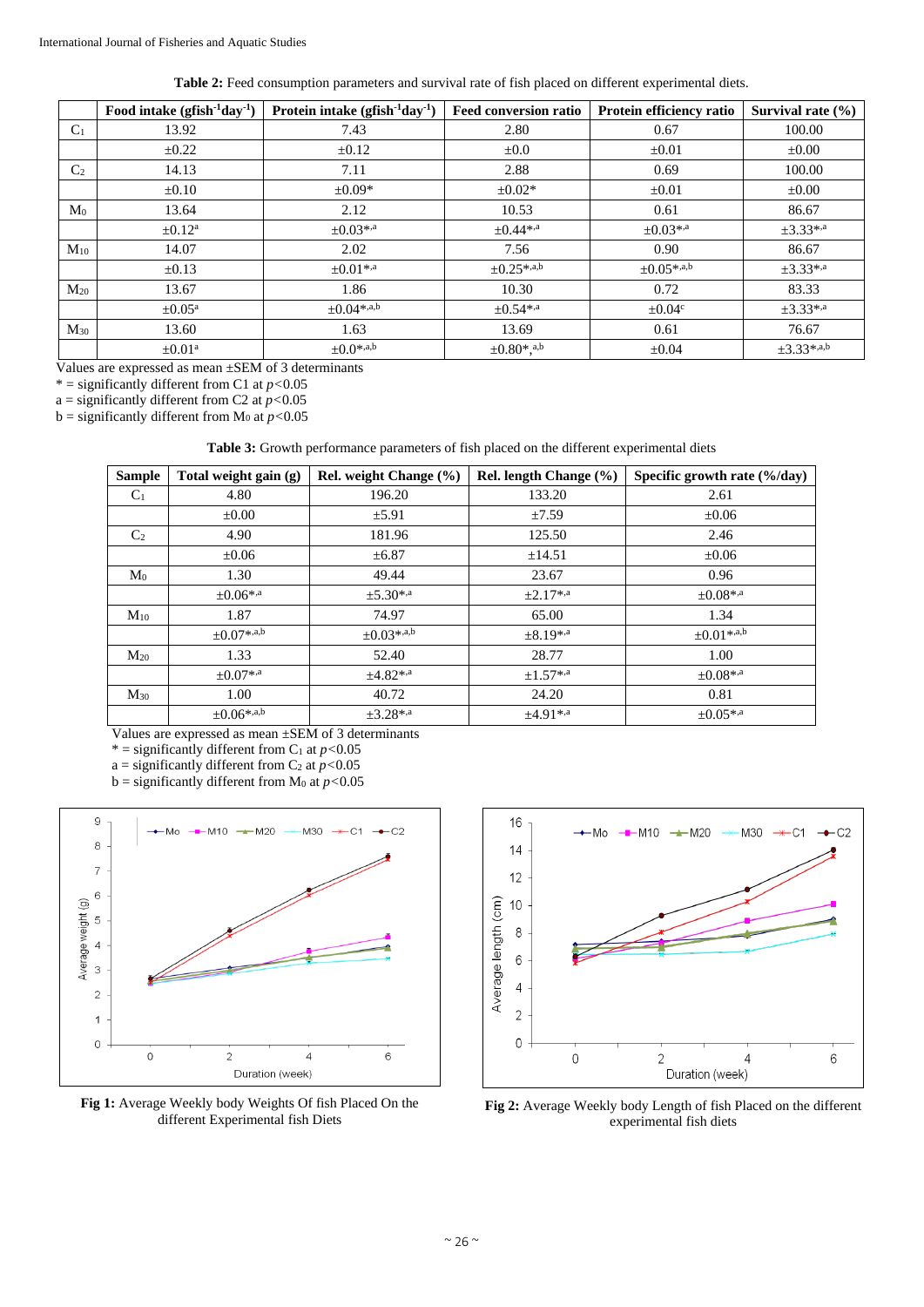**Table 2:** Feed consumption parameters and survival rate of fish placed on different experimental diets.

| | Food intake (gfish$^{-1}$day$^{-1}$) | Protein intake (gfish$^{-1}$day$^{-1}$) | Feed conversion ratio | Protein efficiency ratio | Survival rate (%) |
|---|---|---|---|---|---|
| $C_1$ | 13.92 | 7.43 | 2.80 | 0.67 | 100.00 |
| | ±0.22 | ±0.12 | ±0.0 | ±0.01 | ±0.00 |
| $C_2$ | 14.13 | 7.11 | 2.88 | 0.69 | 100.00 |
| | ±0.10 | ±0.09* | ±0.02* | ±0.01 | ±0.00 |
| $M_0$ | 13.64 | 2.12 | 10.53 | 0.61 | 86.67 |
| | ±0.12[a] | ±0.03*[,a] | ±0.44*[,a] | ±0.03*[,a] | ±3.33*[,a] |
| $M_{10}$ | 14.07 | 2.02 | 7.56 | 0.90 | 86.67 |
| | ±0.13 | ±0.01*[,a] | ±0.25*[,a,b] | ±0.05*[,a,b] | ±3.33*[,a] |
| $M_{20}$ | 13.67 | 1.86 | 10.30 | 0.72 | 83.33 |
| | ±0.05[a] | ±0.04*[,a,b] | ±0.54*[,a] | ±0.04[c] | ±3.33*[,a] |
| $M_{30}$ | 13.60 | 1.63 | 13.69 | 0.61 | 76.67 |
| | ±0.01[a] | ±0.0*[,a,b] | ±0.80*[,a,b] | ±0.04 | ±3.33*[,a,b] |

Values are expressed as mean ±SEM of 3 determinants  
* = significantly different from C1 at $p<0.05$  
a = significantly different from C2 at $p<0.05$  
b = significantly different from $M_0$ at $p<0.05$

**Table 3:** Growth performance parameters of fish placed on the different experimental diets

| Sample | Total weight gain (g) | Rel. weight Change (%) | Rel. length Change (%) | Specific growth rate (%/day) |
|---|---|---|---|---|
| $C_1$ | 4.80 | 196.20 | 133.20 | 2.61 |
| | ±0.00 | ±5.91 | ±7.59 | ±0.06 |
| $C_2$ | 4.90 | 181.96 | 125.50 | 2.46 |
| | ±0.06 | ±6.87 | ±14.51 | ±0.06 |
| $M_0$ | 1.30 | 49.44 | 23.67 | 0.96 |
| | ±0.06*[,a] | ±5.30*[,a] | ±2.17*[,a] | ±0.08*[,a] |
| $M_{10}$ | 1.87 | 74.97 | 65.00 | 1.34 |
| | ±0.07*[,a,b] | ±0.03*[,a,b] | ±8.19*[,a] | ±0.01*[,a,b] |
| $M_{20}$ | 1.33 | 52.40 | 28.77 | 1.00 |
| | ±0.07*[,a] | ±4.82*[,a] | ±1.57*[,a] | ±0.08*[,a] |
| $M_{30}$ | 1.00 | 40.72 | 24.20 | 0.81 |
| | ±0.06*[,a,b] | ±3.28*[,a] | ±4.91*[,a] | ±0.05*[,a] |

Values are expressed as mean ±SEM of 3 determinants  
* = significantly different from $C_1$ at $p<0.05$  
a = significantly different from $C_2$ at $p<0.05$  
b = significantly different from $M_0$ at $p<0.05$

**Fig 1:** Average Weekly body Weights Of fish Placed On the different Experimental fish Diets

**Fig 2:** Average Weekly body Length of fish Placed on the different experimental fish diets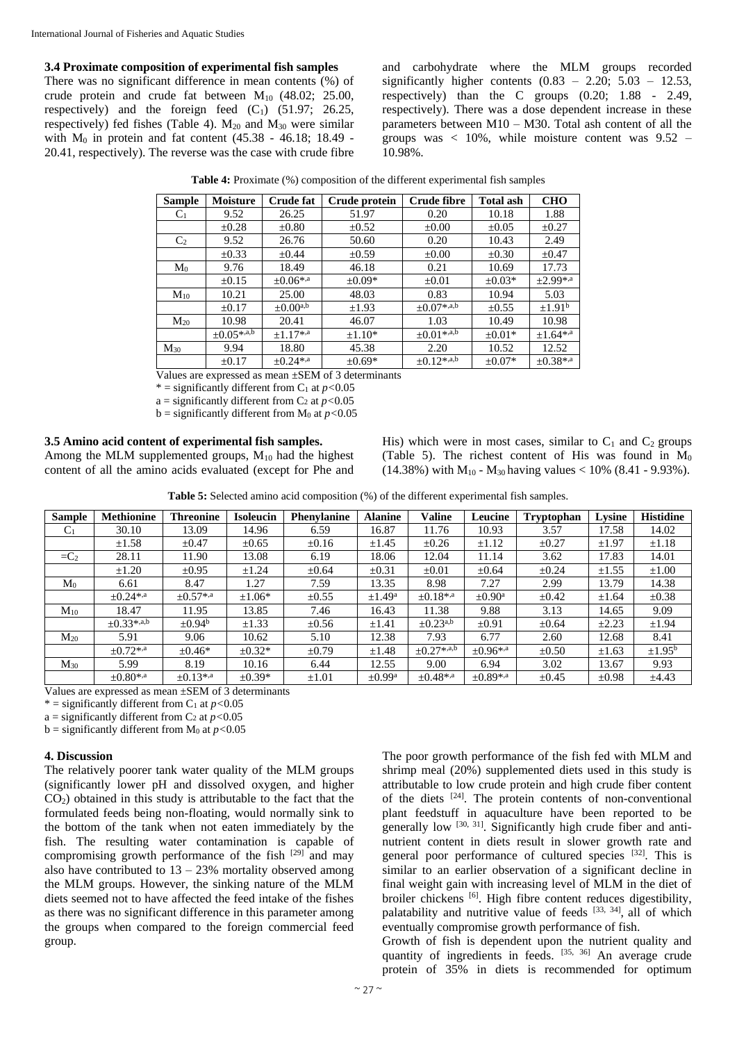### 3.4 Proximate composition of experimental fish samples

There was no significant difference in mean contents (%) of crude protein and crude fat between $M_{10}$ (48.02; 25.00, respectively) and the foreign feed ($C_1$) (51.97; 26.25, respectively) fed fishes (Table 4). $M_{20}$ and $M_{30}$ were similar with $M_0$ in protein and fat content (45.38 - 46.18; 18.49 - 20.41, respectively). The reverse was the case with crude fibre and carbohydrate where the MLM groups recorded significantly higher contents (0.83 – 2.20; 5.03 – 12.53, respectively) than the C groups (0.20; 1.88 - 2.49, respectively). There was a dose dependent increase in these parameters between M10 – M30. Total ash content of all the groups was < 10%, while moisture content was 9.52 – 10.98%.

**Table 4:** Proximate (%) composition of the different experimental fish samples

| Sample | Moisture | Crude fat | Crude protein | Crude fibre | Total ash | CHO |
|---|---|---|---|---|---|---|
| $C_1$ | 9.52 | 26.25 | 51.97 | 0.20 | 10.18 | 1.88 |
| | ±0.28 | ±0.80 | ±0.52 | ±0.00 | ±0.05 | ±0.27 |
| $C_2$ | 9.52 | 26.76 | 50.60 | 0.20 | 10.43 | 2.49 |
| | ±0.33 | ±0.44 | ±0.59 | ±0.00 | ±0.30 | ±0.47 |
| $M_0$ | 9.76 | 18.49 | 46.18 | 0.21 | 10.69 | 17.73 |
| | ±0.15 | ±0.06*,a | ±0.09* | ±0.01 | ±0.03* | ±2.99*,a |
| $M_{10}$ | 10.21 | 25.00 | 48.03 | 0.83 | 10.94 | 5.03 |
| | ±0.17 | ±0.00a,b | ±1.93 | ±0.07*,a,b | ±0.55 | ±1.91b |
| $M_{20}$ | 10.98 | 20.41 | 46.07 | 1.03 | 10.49 | 10.98 |
| | ±0.05*,a,b | ±1.17*,a | ±1.10* | ±0.01*,a,b | ±0.01* | ±1.64*,a |
| $M_{30}$ | 9.94 | 18.80 | 45.38 | 2.20 | 10.52 | 12.52 |
| | ±0.17 | ±0.24*,a | ±0.69* | ±0.12*,a,b | ±0.07* | ±0.38*,a |

Values are expressed as mean ±SEM of 3 determinants

* = significantly different from $C_1$ at $p<0.05$

a = significantly different from $C_2$ at $p<0.05$

b = significantly different from $M_0$ at $p<0.05$

### 3.5 Amino acid content of experimental fish samples.

Among the MLM supplemented groups, $M_{10}$ had the highest content of all the amino acids evaluated (except for Phe and His) which were in most cases, similar to $C_1$ and $C_2$ groups (Table 5). The richest content of His was found in $M_0$ (14.38%) with $M_{10}$ - $M_{30}$ having values < 10% (8.41 - 9.93%).

**Table 5:** Selected amino acid composition (%) of the different experimental fish samples.

| Sample | Methionine | Threonine | Isoleucin | Phenylanine | Alanine | Valine | Leucine | Tryptophan | Lysine | Histidine |
|---|---|---|---|---|---|---|---|---|---|---|
| $C_1$ | 30.10 | 13.09 | 14.96 | 6.59 | 16.87 | 11.76 | 10.93 | 3.57 | 17.58 | 14.02 |
| | ±1.58 | ±0.47 | ±0.65 | ±0.16 | ±1.45 | ±0.26 | ±1.12 | ±0.27 | ±1.97 | ±1.18 |
| =$C_2$ | 28.11 | 11.90 | 13.08 | 6.19 | 18.06 | 12.04 | 11.14 | 3.62 | 17.83 | 14.01 |
| | ±1.20 | ±0.95 | ±1.24 | ±0.64 | ±0.31 | ±0.01 | ±0.64 | ±0.24 | ±1.55 | ±1.00 |
| $M_0$ | 6.61 | 8.47 | 1.27 | 7.59 | 13.35 | 8.98 | 7.27 | 2.99 | 13.79 | 14.38 |
| | ±0.24*,a | ±0.57*,a | ±1.06* | ±0.55 | ±1.49a | ±0.18*,a | ±0.90a | ±0.42 | ±1.64 | ±0.38 |
| $M_{10}$ | 18.47 | 11.95 | 13.85 | 7.46 | 16.43 | 11.38 | 9.88 | 3.13 | 14.65 | 9.09 |
| | ±0.33*,a,b | ±0.94b | ±1.33 | ±0.56 | ±1.41 | ±0.23a,b | ±0.91 | ±0.64 | ±2.23 | ±1.94 |
| $M_{20}$ | 5.91 | 9.06 | 10.62 | 5.10 | 12.38 | 7.93 | 6.77 | 2.60 | 12.68 | 8.41 |
| | ±0.72*,a | ±0.46* | ±0.32* | ±0.79 | ±1.48 | ±0.27*,a,b | ±0.96*,a | ±0.50 | ±1.63 | ±1.95b |
| $M_{30}$ | 5.99 | 8.19 | 10.16 | 6.44 | 12.55 | 9.00 | 6.94 | 3.02 | 13.67 | 9.93 |
| | ±0.80*,a | ±0.13*,a | ±0.39* | ±1.01 | ±0.99a | ±0.48*,a | ±0.89*,a | ±0.45 | ±0.98 | ±4.43 |

Values are expressed as mean ±SEM of 3 determinants

* = significantly different from $C_1$ at $p<0.05$

a = significantly different from $C_2$ at $p<0.05$

b = significantly different from $M_0$ at $p<0.05$

## 4. Discussion

The relatively poorer tank water quality of the MLM groups (significantly lower pH and dissolved oxygen, and higher $CO_2$) obtained in this study is attributable to the fact that the formulated feeds being non-floating, would normally sink to the bottom of the tank when not eaten immediately by the fish. The resulting water contamination is capable of compromising growth performance of the fish [29] and may also have contributed to 13 – 23% mortality observed among the MLM groups. However, the sinking nature of the MLM diets seemed not to have affected the feed intake of the fishes as there was no significant difference in this parameter among the groups when compared to the foreign commercial feed group.

The poor growth performance of the fish fed with MLM and shrimp meal (20%) supplemented diets used in this study is attributable to low crude protein and high crude fiber content of the diets [24]. The protein contents of non-conventional plant feedstuff in aquaculture have been reported to be generally low [30, 31]. Significantly high crude fiber and anti-nutrient content in diets result in slower growth rate and general poor performance of cultured species [32]. This is similar to an earlier observation of a significant decline in final weight gain with increasing level of MLM in the diet of broiler chickens [6]. High fibre content reduces digestibility, palatability and nutritive value of feeds [33, 34], all of which eventually compromise growth performance of fish.

Growth of fish is dependent upon the nutrient quality and quantity of ingredients in feeds. [35, 36] An average crude protein of 35% in diets is recommended for optimum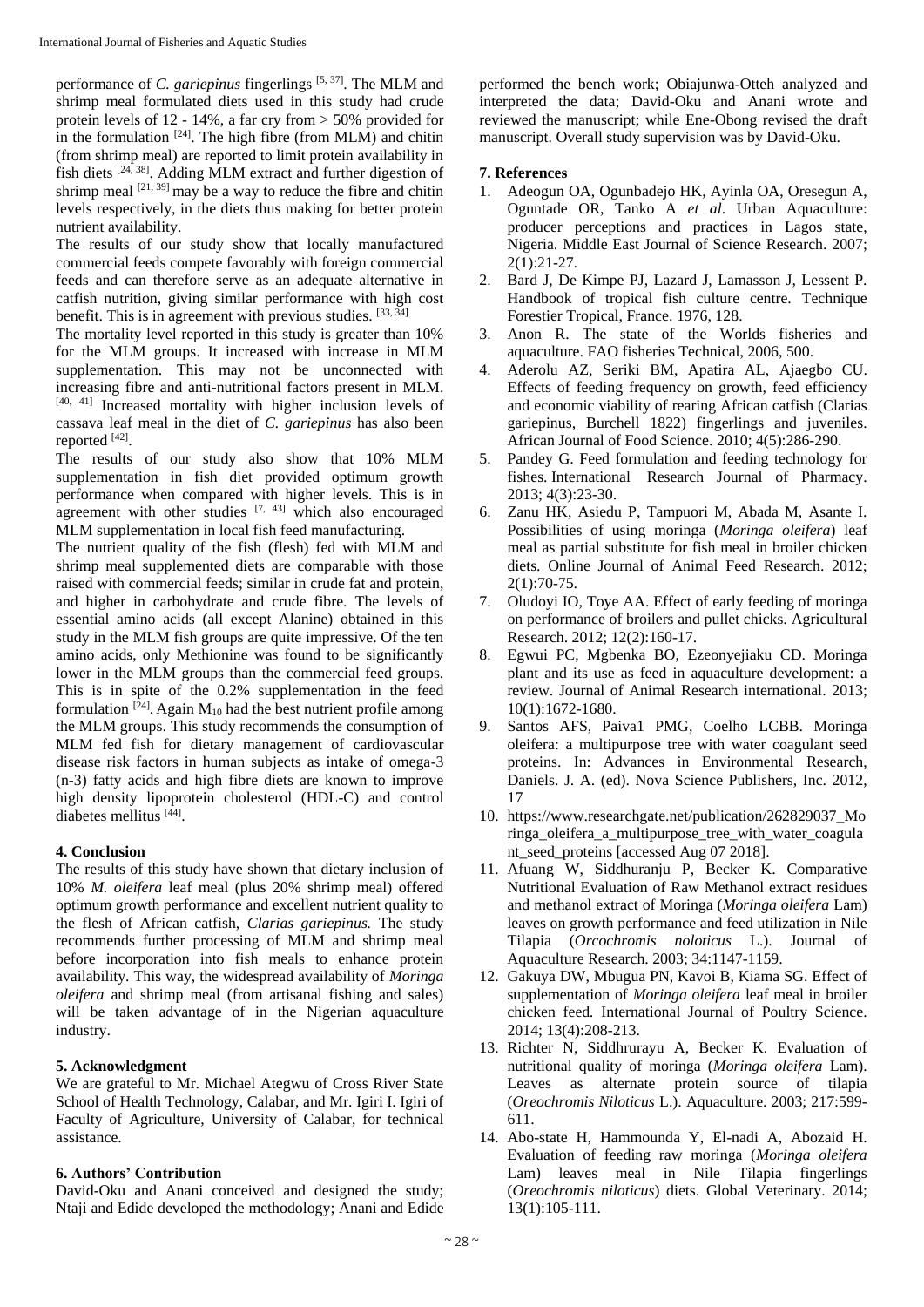performance of *C. gariepinus* fingerlings [5, 37]. The MLM and shrimp meal formulated diets used in this study had crude protein levels of 12 - 14%, a far cry from > 50% provided for in the formulation [24]. The high fibre (from MLM) and chitin (from shrimp meal) are reported to limit protein availability in fish diets [24, 38]. Adding MLM extract and further digestion of shrimp meal [21, 39] may be a way to reduce the fibre and chitin levels respectively, in the diets thus making for better protein nutrient availability.

The results of our study show that locally manufactured commercial feeds compete favorably with foreign commercial feeds and can therefore serve as an adequate alternative in catfish nutrition, giving similar performance with high cost benefit. This is in agreement with previous studies. [33, 34]

The mortality level reported in this study is greater than 10% for the MLM groups. It increased with increase in MLM supplementation. This may not be unconnected with increasing fibre and anti-nutritional factors present in MLM. [40, 41] Increased mortality with higher inclusion levels of cassava leaf meal in the diet of *C. gariepinus* has also been reported [42].

The results of our study also show that 10% MLM supplementation in fish diet provided optimum growth performance when compared with higher levels. This is in agreement with other studies [7, 43] which also encouraged MLM supplementation in local fish feed manufacturing.

The nutrient quality of the fish (flesh) fed with MLM and shrimp meal supplemented diets are comparable with those raised with commercial feeds; similar in crude fat and protein, and higher in carbohydrate and crude fibre. The levels of essential amino acids (all except Alanine) obtained in this study in the MLM fish groups are quite impressive. Of the ten amino acids, only Methionine was found to be significantly lower in the MLM groups than the commercial feed groups. This is in spite of the 0.2% supplementation in the feed formulation [24]. Again $M_{10}$ had the best nutrient profile among the MLM groups. This study recommends the consumption of MLM fed fish for dietary management of cardiovascular disease risk factors in human subjects as intake of omega-3 (n-3) fatty acids and high fibre diets are known to improve high density lipoprotein cholesterol (HDL-C) and control diabetes mellitus [44].

## 4. Conclusion

The results of this study have shown that dietary inclusion of 10% *M. oleifera* leaf meal (plus 20% shrimp meal) offered optimum growth performance and excellent nutrient quality to the flesh of African catfish, *Clarias gariepinus.* The study recommends further processing of MLM and shrimp meal before incorporation into fish meals to enhance protein availability. This way, the widespread availability of *Moringa oleifera* and shrimp meal (from artisanal fishing and sales) will be taken advantage of in the Nigerian aquaculture industry.

## 5. Acknowledgment

We are grateful to Mr. Michael Ategwu of Cross River State School of Health Technology, Calabar, and Mr. Igiri I. Igiri of Faculty of Agriculture, University of Calabar, for technical assistance.

## 6. Authors' Contribution

David-Oku and Anani conceived and designed the study; Ntaji and Edide developed the methodology; Anani and Edide performed the bench work; Obiajunwa-Otteh analyzed and interpreted the data; David-Oku and Anani wrote and reviewed the manuscript; while Ene-Obong revised the draft manuscript. Overall study supervision was by David-Oku.

## 7. References

1. Adeogun OA, Ogunbadejo HK, Ayinla OA, Oresegun A, Oguntade OR, Tanko A *et al*. Urban Aquaculture: producer perceptions and practices in Lagos state, Nigeria. Middle East Journal of Science Research. 2007; 2(1):21-27.
2. Bard J, De Kimpe PJ, Lazard J, Lamasson J, Lessent P. Handbook of tropical fish culture centre. Technique Forestier Tropical, France. 1976, 128.
3. Anon R. The state of the Worlds fisheries and aquaculture. FAO fisheries Technical, 2006, 500.
4. Aderolu AZ, Seriki BM, Apatira AL, Ajaegbo CU. Effects of feeding frequency on growth, feed efficiency and economic viability of rearing African catfish (Clarias gariepinus, Burchell 1822) fingerlings and juveniles. African Journal of Food Science. 2010; 4(5):286-290.
5. Pandey G. Feed formulation and feeding technology for fishes. International Research Journal of Pharmacy. 2013; 4(3):23-30.
6. Zanu HK, Asiedu P, Tampuori M, Abada M, Asante I. Possibilities of using moringa (*Moringa oleifera*) leaf meal as partial substitute for fish meal in broiler chicken diets. Online Journal of Animal Feed Research. 2012; 2(1):70-75.
7. Oludoyi IO, Toye AA. Effect of early feeding of moringa on performance of broilers and pullet chicks. Agricultural Research. 2012; 12(2):160-17.
8. Egwui PC, Mgbenka BO, Ezeonyejiaku CD. Moringa plant and its use as feed in aquaculture development: a review. Journal of Animal Research international. 2013; 10(1):1672-1680.
9. Santos AFS, Paiva1 PMG, Coelho LCBB. Moringa oleifera: a multipurpose tree with water coagulant seed proteins. In: Advances in Environmental Research, Daniels. J. A. (ed). Nova Science Publishers, Inc. 2012, 17
10. https://www.researchgate.net/publication/262829037_Moringa_oleifera_a_multipurpose_tree_with_water_coagulant_seed_proteins [accessed Aug 07 2018].
11. Afuang W, Siddhuranju P, Becker K. Comparative Nutritional Evaluation of Raw Methanol extract residues and methanol extract of Moringa (*Moringa oleifera* Lam) leaves on growth performance and feed utilization in Nile Tilapia (*Orcochromis noloticus* L.). Journal of Aquaculture Research. 2003; 34:1147-1159.
12. Gakuya DW, Mbugua PN, Kavoi B, Kiama SG. Effect of supplementation of *Moringa oleifera* leaf meal in broiler chicken feed. International Journal of Poultry Science. 2014; 13(4):208-213.
13. Richter N, Siddhrurayu A, Becker K. Evaluation of nutritional quality of moringa (*Moringa oleifera* Lam). Leaves as alternate protein source of tilapia (*Oreochromis Niloticus* L.). Aquaculture. 2003; 217:599-611.
14. Abo-state H, Hammounda Y, El-nadi A, Abozaid H. Evaluation of feeding raw moringa (*Moringa oleifera* Lam) leaves meal in Nile Tilapia fingerlings (*Oreochromis niloticus*) diets. Global Veterinary. 2014; 13(1):105-111.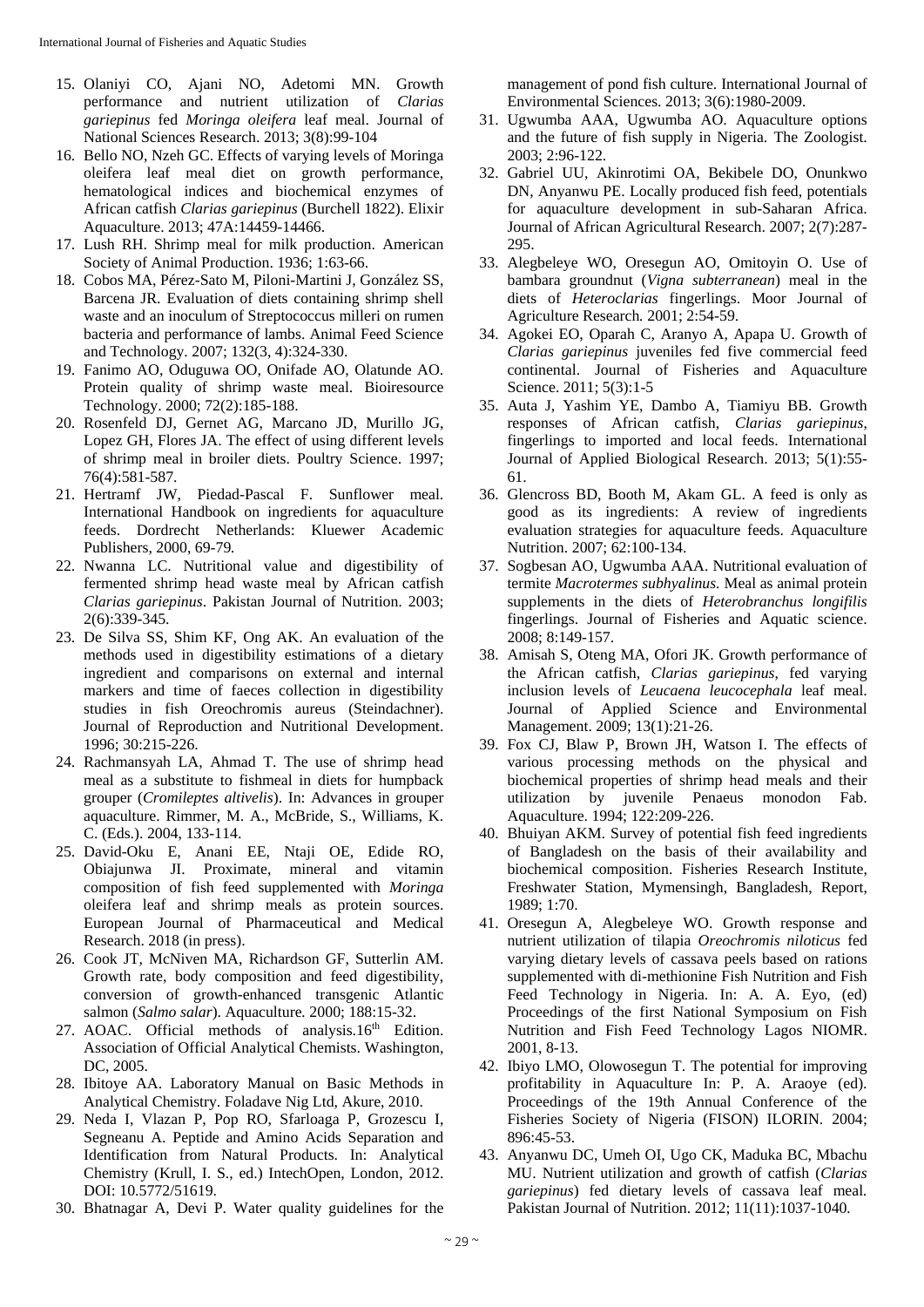15. Olaniyi CO, Ajani NO, Adetomi MN. Growth performance and nutrient utilization of *Clarias gariepinus* fed *Moringa oleifera* leaf meal. Journal of National Sciences Research. 2013; 3(8):99-104
16. Bello NO, Nzeh GC. Effects of varying levels of Moringa oleifera leaf meal diet on growth performance, hematological indices and biochemical enzymes of African catfish *Clarias gariepinus* (Burchell 1822). Elixir Aquaculture. 2013; 47A:14459-14466.
17. Lush RH. Shrimp meal for milk production. American Society of Animal Production. 1936; 1:63-66.
18. Cobos MA, Pérez-Sato M, Piloni-Martini J, González SS, Barcena JR. Evaluation of diets containing shrimp shell waste and an inoculum of Streptococcus milleri on rumen bacteria and performance of lambs. Animal Feed Science and Technology. 2007; 132(3, 4):324-330.
19. Fanimo AO, Oduguwa OO, Onifade AO, Olatunde AO. Protein quality of shrimp waste meal. Bioiresource Technology. 2000; 72(2):185-188.
20. Rosenfeld DJ, Gernet AG, Marcano JD, Murillo JG, Lopez GH, Flores JA. The effect of using different levels of shrimp meal in broiler diets. Poultry Science. 1997; 76(4):581-587.
21. Hertramf JW, Piedad-Pascal F. Sunflower meal. International Handbook on ingredients for aquaculture feeds. Dordrecht Netherlands: Kluewer Academic Publishers, 2000, 69-79.
22. Nwanna LC. Nutritional value and digestibility of fermented shrimp head waste meal by African catfish *Clarias gariepinus*. Pakistan Journal of Nutrition. 2003; 2(6):339-345.
23. De Silva SS, Shim KF, Ong AK. An evaluation of the methods used in digestibility estimations of a dietary ingredient and comparisons on external and internal markers and time of faeces collection in digestibility studies in fish Oreochromis aureus (Steindachner). Journal of Reproduction and Nutritional Development. 1996; 30:215-226.
24. Rachmansyah LA, Ahmad T. The use of shrimp head meal as a substitute to fishmeal in diets for humpback grouper (*Cromileptes altivelis*). In: Advances in grouper aquaculture. Rimmer, M. A., McBride, S., Williams, K. C. (Eds.). 2004, 133-114.
25. David-Oku E, Anani EE, Ntaji OE, Edide RO, Obiajunwa JI. Proximate, mineral and vitamin composition of fish feed supplemented with *Moringa* oleifera leaf and shrimp meals as protein sources. European Journal of Pharmaceutical and Medical Research. 2018 (in press).
26. Cook JT, McNiven MA, Richardson GF, Sutterlin AM. Growth rate, body composition and feed digestibility, conversion of growth-enhanced transgenic Atlantic salmon (*Salmo salar*). Aquaculture. 2000; 188:15-32.
27. AOAC. Official methods of analysis.16th Edition. Association of Official Analytical Chemists. Washington, DC, 2005.
28. Ibitoye AA. Laboratory Manual on Basic Methods in Analytical Chemistry. Foladave Nig Ltd, Akure, 2010.
29. Neda I, Vlazan P, Pop RO, Sfarloaga P, Grozescu I, Segneanu A. Peptide and Amino Acids Separation and Identification from Natural Products. In: Analytical Chemistry (Krull, I. S., ed.) IntechOpen, London, 2012. DOI: 10.5772/51619.
30. Bhatnagar A, Devi P. Water quality guidelines for the management of pond fish culture. International Journal of Environmental Sciences. 2013; 3(6):1980-2009.
31. Ugwumba AAA, Ugwumba AO. Aquaculture options and the future of fish supply in Nigeria. The Zoologist. 2003; 2:96-122.
32. Gabriel UU, Akinrotimi OA, Bekibele DO, Onunkwo DN, Anyanwu PE. Locally produced fish feed, potentials for aquaculture development in sub-Saharan Africa. Journal of African Agricultural Research. 2007; 2(7):287-295.
33. Alegbeleye WO, Oresegun AO, Omitoyin O. Use of bambara groundnut (*Vigna subterranean*) meal in the diets of *Heteroclarias* fingerlings. Moor Journal of Agriculture Research. 2001; 2:54-59.
34. Agokei EO, Oparah C, Aranyo A, Apapa U. Growth of *Clarias gariepinus* juveniles fed five commercial feed continental. Journal of Fisheries and Aquaculture Science. 2011; 5(3):1-5
35. Auta J, Yashim YE, Dambo A, Tiamiyu BB. Growth responses of African catfish, *Clarias gariepinus*, fingerlings to imported and local feeds. International Journal of Applied Biological Research. 2013; 5(1):55-61.
36. Glencross BD, Booth M, Akam GL. A feed is only as good as its ingredients: A review of ingredients evaluation strategies for aquaculture feeds. Aquaculture Nutrition. 2007; 62:100-134.
37. Sogbesan AO, Ugwumba AAA. Nutritional evaluation of termite *Macrotermes subhyalinus.* Meal as animal protein supplements in the diets of *Heterobranchus longifilis* fingerlings. Journal of Fisheries and Aquatic science. 2008; 8:149-157.
38. Amisah S, Oteng MA, Ofori JK. Growth performance of the African catfish, *Clarias gariepinus*, fed varying inclusion levels of *Leucaena leucocephala* leaf meal. Journal of Applied Science and Environmental Management. 2009; 13(1):21-26.
39. Fox CJ, Blaw P, Brown JH, Watson I. The effects of various processing methods on the physical and biochemical properties of shrimp head meals and their utilization by juvenile Penaeus monodon Fab. Aquaculture. 1994; 122:209-226.
40. Bhuiyan AKM. Survey of potential fish feed ingredients of Bangladesh on the basis of their availability and biochemical composition. Fisheries Research Institute, Freshwater Station, Mymensingh, Bangladesh, Report, 1989; 1:70.
41. Oresegun A, Alegbeleye WO. Growth response and nutrient utilization of tilapia *Oreochromis niloticus* fed varying dietary levels of cassava peels based on rations supplemented with di-methionine Fish Nutrition and Fish Feed Technology in Nigeria. In: A. A. Eyo, (ed) Proceedings of the first National Symposium on Fish Nutrition and Fish Feed Technology Lagos NIOMR. 2001, 8-13.
42. Ibiyo LMO, Olowosegun T. The potential for improving profitability in Aquaculture In: P. A. Araoye (ed). Proceedings of the 19th Annual Conference of the Fisheries Society of Nigeria (FISON) ILORIN. 2004; 896:45-53.
43. Anyanwu DC, Umeh OI, Ugo CK, Maduka BC, Mbachu MU. Nutrient utilization and growth of catfish (*Clarias gariepinus*) fed dietary levels of cassava leaf meal. Pakistan Journal of Nutrition. 2012; 11(11):1037-1040.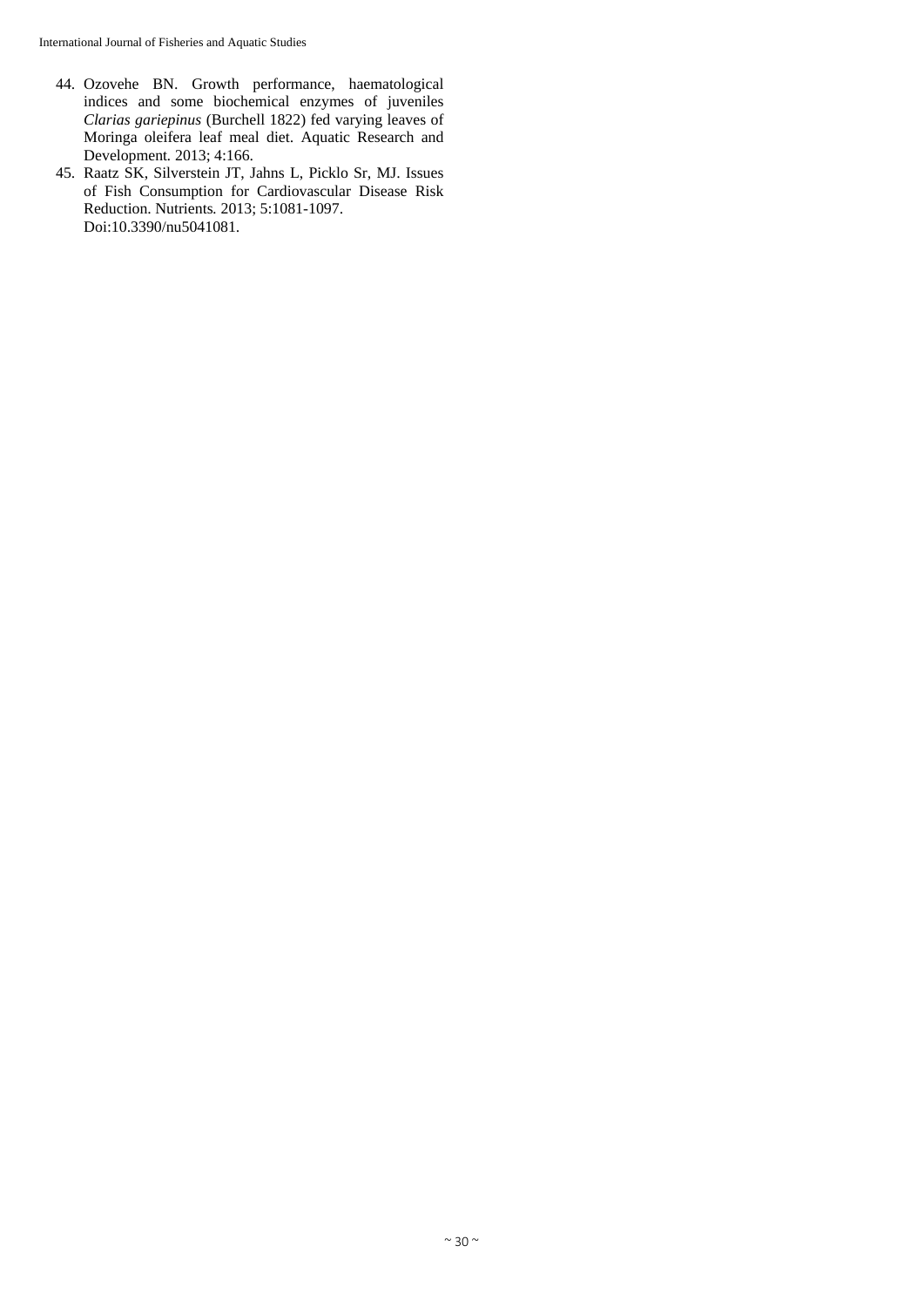44. Ozovehe BN. Growth performance, haematological indices and some biochemical enzymes of juveniles *Clarias gariepinus* (Burchell 1822) fed varying leaves of Moringa oleifera leaf meal diet. Aquatic Research and Development. 2013; 4:166.
45. Raatz SK, Silverstein JT, Jahns L, Picklo Sr, MJ. Issues of Fish Consumption for Cardiovascular Disease Risk Reduction. Nutrients. 2013; 5:1081-1097. Doi:10.3390/nu5041081.